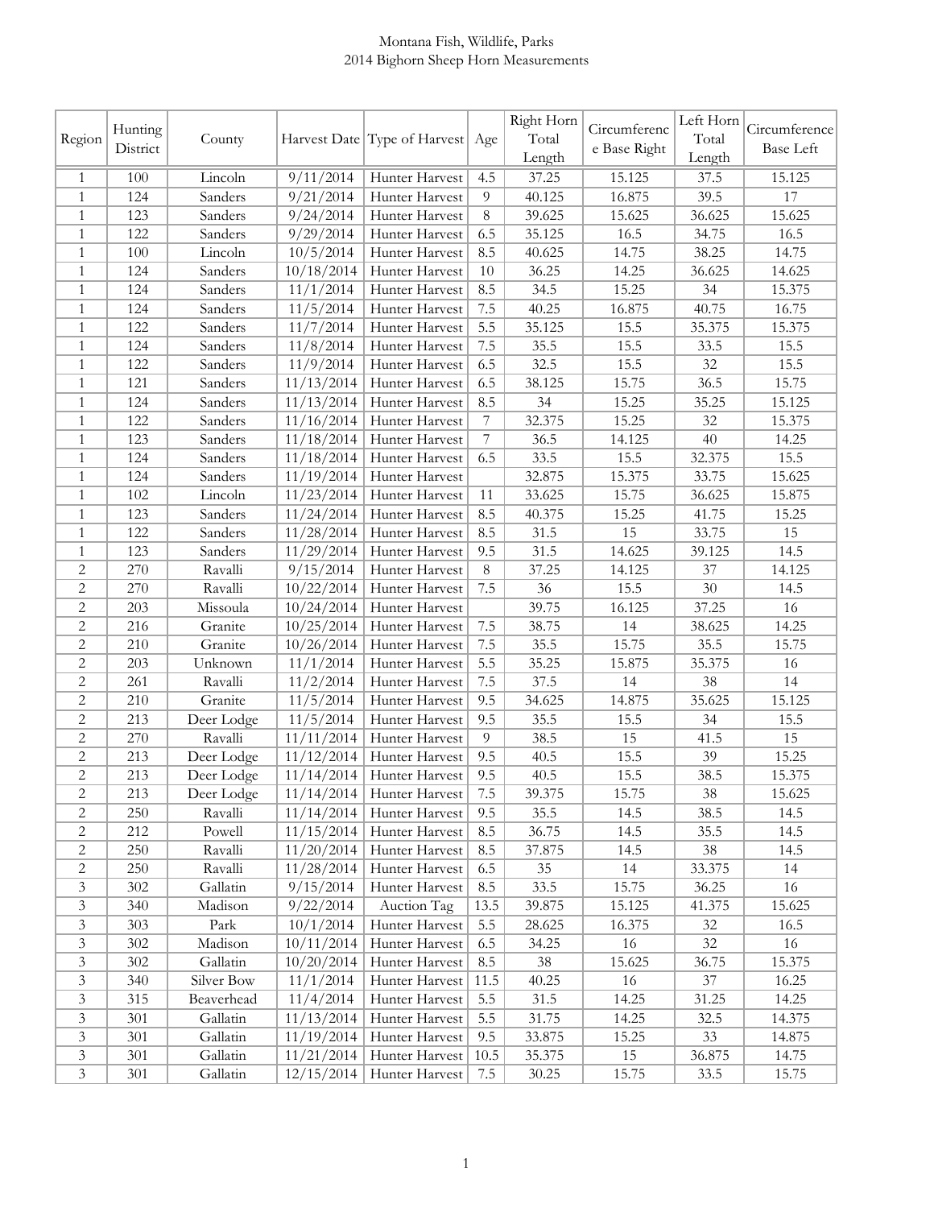# Montana Fish, Wildlife, Parks
## 2014 Bighorn Sheep Horn Measurements

| Region | Hunting District | County | Harvest Date | Type of Harvest | Age | Right Horn Total Length | Circumference Base Right | Left Horn Total Length | Circumference Base Left |
|---|---|---|---|---|---|---|---|---|---|
| 1 | 100 | Lincoln | 9/11/2014 | Hunter Harvest | 4.5 | 37.25 | 15.125 | 37.5 | 15.125 |
| 1 | 124 | Sanders | 9/21/2014 | Hunter Harvest | 9 | 40.125 | 16.875 | 39.5 | 17 |
| 1 | 123 | Sanders | 9/24/2014 | Hunter Harvest | 8 | 39.625 | 15.625 | 36.625 | 15.625 |
| 1 | 122 | Sanders | 9/29/2014 | Hunter Harvest | 6.5 | 35.125 | 16.5 | 34.75 | 16.5 |
| 1 | 100 | Lincoln | 10/5/2014 | Hunter Harvest | 8.5 | 40.625 | 14.75 | 38.25 | 14.75 |
| 1 | 124 | Sanders | 10/18/2014 | Hunter Harvest | 10 | 36.25 | 14.25 | 36.625 | 14.625 |
| 1 | 124 | Sanders | 11/1/2014 | Hunter Harvest | 8.5 | 34.5 | 15.25 | 34 | 15.375 |
| 1 | 124 | Sanders | 11/5/2014 | Hunter Harvest | 7.5 | 40.25 | 16.875 | 40.75 | 16.75 |
| 1 | 122 | Sanders | 11/7/2014 | Hunter Harvest | 5.5 | 35.125 | 15.5 | 35.375 | 15.375 |
| 1 | 124 | Sanders | 11/8/2014 | Hunter Harvest | 7.5 | 35.5 | 15.5 | 33.5 | 15.5 |
| 1 | 122 | Sanders | 11/9/2014 | Hunter Harvest | 6.5 | 32.5 | 15.5 | 32 | 15.5 |
| 1 | 121 | Sanders | 11/13/2014 | Hunter Harvest | 6.5 | 38.125 | 15.75 | 36.5 | 15.75 |
| 1 | 124 | Sanders | 11/13/2014 | Hunter Harvest | 8.5 | 34 | 15.25 | 35.25 | 15.125 |
| 1 | 122 | Sanders | 11/16/2014 | Hunter Harvest | 7 | 32.375 | 15.25 | 32 | 15.375 |
| 1 | 123 | Sanders | 11/18/2014 | Hunter Harvest | 7 | 36.5 | 14.125 | 40 | 14.25 |
| 1 | 124 | Sanders | 11/18/2014 | Hunter Harvest | 6.5 | 33.5 | 15.5 | 32.375 | 15.5 |
| 1 | 124 | Sanders | 11/19/2014 | Hunter Harvest | | 32.875 | 15.375 | 33.75 | 15.625 |
| 1 | 102 | Lincoln | 11/23/2014 | Hunter Harvest | 11 | 33.625 | 15.75 | 36.625 | 15.875 |
| 1 | 123 | Sanders | 11/24/2014 | Hunter Harvest | 8.5 | 40.375 | 15.25 | 41.75 | 15.25 |
| 1 | 122 | Sanders | 11/28/2014 | Hunter Harvest | 8.5 | 31.5 | 15 | 33.75 | 15 |
| 1 | 123 | Sanders | 11/29/2014 | Hunter Harvest | 9.5 | 31.5 | 14.625 | 39.125 | 14.5 |
| 2 | 270 | Ravalli | 9/15/2014 | Hunter Harvest | 8 | 37.25 | 14.125 | 37 | 14.125 |
| 2 | 270 | Ravalli | 10/22/2014 | Hunter Harvest | 7.5 | 36 | 15.5 | 30 | 14.5 |
| 2 | 203 | Missoula | 10/24/2014 | Hunter Harvest | | 39.75 | 16.125 | 37.25 | 16 |
| 2 | 216 | Granite | 10/25/2014 | Hunter Harvest | 7.5 | 38.75 | 14 | 38.625 | 14.25 |
| 2 | 210 | Granite | 10/26/2014 | Hunter Harvest | 7.5 | 35.5 | 15.75 | 35.5 | 15.75 |
| 2 | 203 | Unknown | 11/1/2014 | Hunter Harvest | 5.5 | 35.25 | 15.875 | 35.375 | 16 |
| 2 | 261 | Ravalli | 11/2/2014 | Hunter Harvest | 7.5 | 37.5 | 14 | 38 | 14 |
| 2 | 210 | Granite | 11/5/2014 | Hunter Harvest | 9.5 | 34.625 | 14.875 | 35.625 | 15.125 |
| 2 | 213 | Deer Lodge | 11/5/2014 | Hunter Harvest | 9.5 | 35.5 | 15.5 | 34 | 15.5 |
| 2 | 270 | Ravalli | 11/11/2014 | Hunter Harvest | 9 | 38.5 | 15 | 41.5 | 15 |
| 2 | 213 | Deer Lodge | 11/12/2014 | Hunter Harvest | 9.5 | 40.5 | 15.5 | 39 | 15.25 |
| 2 | 213 | Deer Lodge | 11/14/2014 | Hunter Harvest | 9.5 | 40.5 | 15.5 | 38.5 | 15.375 |
| 2 | 213 | Deer Lodge | 11/14/2014 | Hunter Harvest | 7.5 | 39.375 | 15.75 | 38 | 15.625 |
| 2 | 250 | Ravalli | 11/14/2014 | Hunter Harvest | 9.5 | 35.5 | 14.5 | 38.5 | 14.5 |
| 2 | 212 | Powell | 11/15/2014 | Hunter Harvest | 8.5 | 36.75 | 14.5 | 35.5 | 14.5 |
| 2 | 250 | Ravalli | 11/20/2014 | Hunter Harvest | 8.5 | 37.875 | 14.5 | 38 | 14.5 |
| 2 | 250 | Ravalli | 11/28/2014 | Hunter Harvest | 6.5 | 35 | 14 | 33.375 | 14 |
| 3 | 302 | Gallatin | 9/15/2014 | Hunter Harvest | 8.5 | 33.5 | 15.75 | 36.25 | 16 |
| 3 | 340 | Madison | 9/22/2014 | Auction Tag | 13.5 | 39.875 | 15.125 | 41.375 | 15.625 |
| 3 | 303 | Park | 10/1/2014 | Hunter Harvest | 5.5 | 28.625 | 16.375 | 32 | 16.5 |
| 3 | 302 | Madison | 10/11/2014 | Hunter Harvest | 6.5 | 34.25 | 16 | 32 | 16 |
| 3 | 302 | Gallatin | 10/20/2014 | Hunter Harvest | 8.5 | 38 | 15.625 | 36.75 | 15.375 |
| 3 | 340 | Silver Bow | 11/1/2014 | Hunter Harvest | 11.5 | 40.25 | 16 | 37 | 16.25 |
| 3 | 315 | Beaverhead | 11/4/2014 | Hunter Harvest | 5.5 | 31.5 | 14.25 | 31.25 | 14.25 |
| 3 | 301 | Gallatin | 11/13/2014 | Hunter Harvest | 5.5 | 31.75 | 14.25 | 32.5 | 14.375 |
| 3 | 301 | Gallatin | 11/19/2014 | Hunter Harvest | 9.5 | 33.875 | 15.25 | 33 | 14.875 |
| 3 | 301 | Gallatin | 11/21/2014 | Hunter Harvest | 10.5 | 35.375 | 15 | 36.875 | 14.75 |
| 3 | 301 | Gallatin | 12/15/2014 | Hunter Harvest | 7.5 | 30.25 | 15.75 | 33.5 | 15.75 |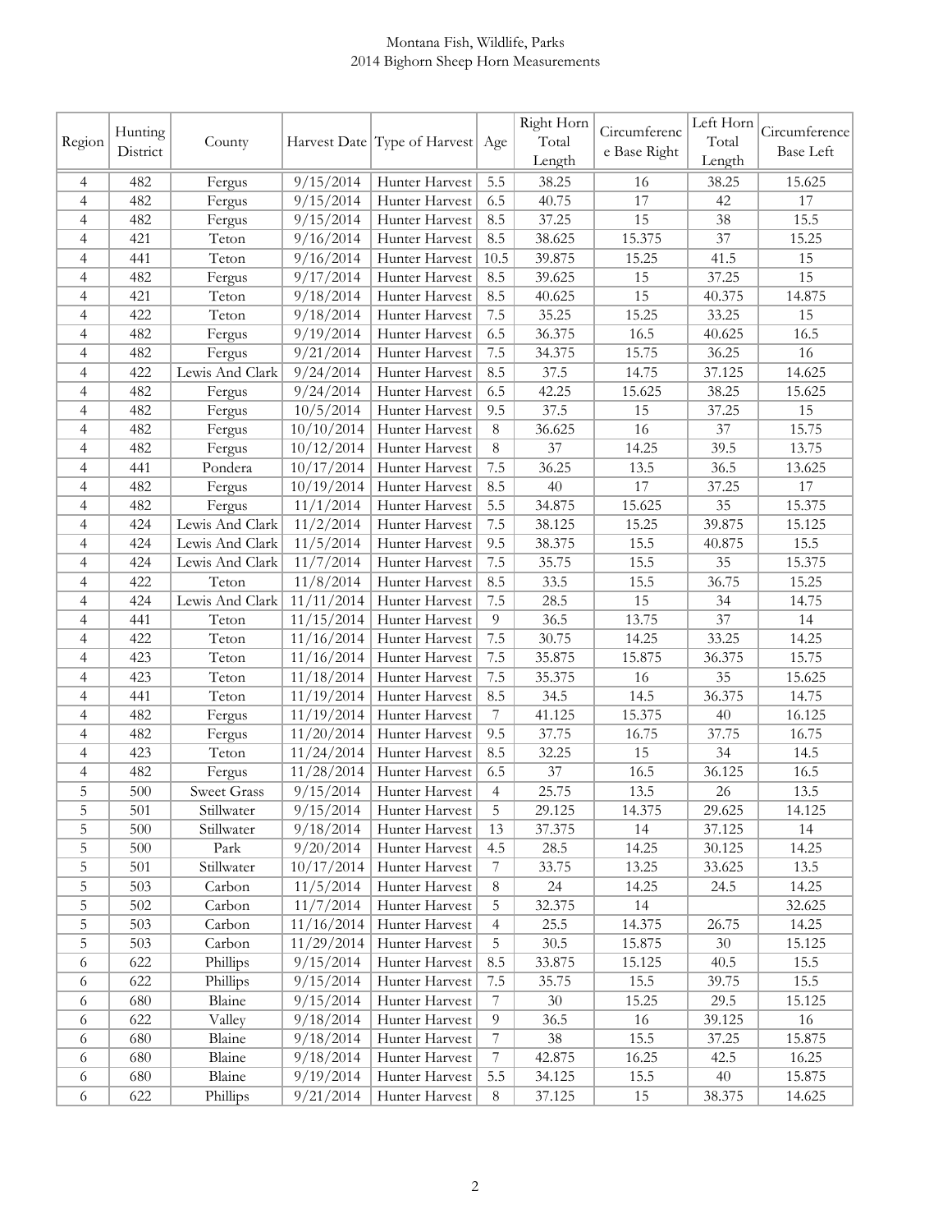Montana Fish, Wildlife, Parks
2014 Bighorn Sheep Horn Measurements

| Region | Hunting District | County | Harvest Date | Type of Harvest | Age | Right Horn Total Length | Circumference Base Right | Left Horn Total Length | Circumference Base Left |
|---|---|---|---|---|---|---|---|---|---|
| 4 | 482 | Fergus | 9/15/2014 | Hunter Harvest | 5.5 | 38.25 | 16 | 38.25 | 15.625 |
| 4 | 482 | Fergus | 9/15/2014 | Hunter Harvest | 6.5 | 40.75 | 17 | 42 | 17 |
| 4 | 482 | Fergus | 9/15/2014 | Hunter Harvest | 8.5 | 37.25 | 15 | 38 | 15.5 |
| 4 | 421 | Teton | 9/16/2014 | Hunter Harvest | 8.5 | 38.625 | 15.375 | 37 | 15.25 |
| 4 | 441 | Teton | 9/16/2014 | Hunter Harvest | 10.5 | 39.875 | 15.25 | 41.5 | 15 |
| 4 | 482 | Fergus | 9/17/2014 | Hunter Harvest | 8.5 | 39.625 | 15 | 37.25 | 15 |
| 4 | 421 | Teton | 9/18/2014 | Hunter Harvest | 8.5 | 40.625 | 15 | 40.375 | 14.875 |
| 4 | 422 | Teton | 9/18/2014 | Hunter Harvest | 7.5 | 35.25 | 15.25 | 33.25 | 15 |
| 4 | 482 | Fergus | 9/19/2014 | Hunter Harvest | 6.5 | 36.375 | 16.5 | 40.625 | 16.5 |
| 4 | 482 | Fergus | 9/21/2014 | Hunter Harvest | 7.5 | 34.375 | 15.75 | 36.25 | 16 |
| 4 | 422 | Lewis And Clark | 9/24/2014 | Hunter Harvest | 8.5 | 37.5 | 14.75 | 37.125 | 14.625 |
| 4 | 482 | Fergus | 9/24/2014 | Hunter Harvest | 6.5 | 42.25 | 15.625 | 38.25 | 15.625 |
| 4 | 482 | Fergus | 10/5/2014 | Hunter Harvest | 9.5 | 37.5 | 15 | 37.25 | 15 |
| 4 | 482 | Fergus | 10/10/2014 | Hunter Harvest | 8 | 36.625 | 16 | 37 | 15.75 |
| 4 | 482 | Fergus | 10/12/2014 | Hunter Harvest | 8 | 37 | 14.25 | 39.5 | 13.75 |
| 4 | 441 | Pondera | 10/17/2014 | Hunter Harvest | 7.5 | 36.25 | 13.5 | 36.5 | 13.625 |
| 4 | 482 | Fergus | 10/19/2014 | Hunter Harvest | 8.5 | 40 | 17 | 37.25 | 17 |
| 4 | 482 | Fergus | 11/1/2014 | Hunter Harvest | 5.5 | 34.875 | 15.625 | 35 | 15.375 |
| 4 | 424 | Lewis And Clark | 11/2/2014 | Hunter Harvest | 7.5 | 38.125 | 15.25 | 39.875 | 15.125 |
| 4 | 424 | Lewis And Clark | 11/5/2014 | Hunter Harvest | 9.5 | 38.375 | 15.5 | 40.875 | 15.5 |
| 4 | 424 | Lewis And Clark | 11/7/2014 | Hunter Harvest | 7.5 | 35.75 | 15.5 | 35 | 15.375 |
| 4 | 422 | Teton | 11/8/2014 | Hunter Harvest | 8.5 | 33.5 | 15.5 | 36.75 | 15.25 |
| 4 | 424 | Lewis And Clark | 11/11/2014 | Hunter Harvest | 7.5 | 28.5 | 15 | 34 | 14.75 |
| 4 | 441 | Teton | 11/15/2014 | Hunter Harvest | 9 | 36.5 | 13.75 | 37 | 14 |
| 4 | 422 | Teton | 11/16/2014 | Hunter Harvest | 7.5 | 30.75 | 14.25 | 33.25 | 14.25 |
| 4 | 423 | Teton | 11/16/2014 | Hunter Harvest | 7.5 | 35.875 | 15.875 | 36.375 | 15.75 |
| 4 | 423 | Teton | 11/18/2014 | Hunter Harvest | 7.5 | 35.375 | 16 | 35 | 15.625 |
| 4 | 441 | Teton | 11/19/2014 | Hunter Harvest | 8.5 | 34.5 | 14.5 | 36.375 | 14.75 |
| 4 | 482 | Fergus | 11/19/2014 | Hunter Harvest | 7 | 41.125 | 15.375 | 40 | 16.125 |
| 4 | 482 | Fergus | 11/20/2014 | Hunter Harvest | 9.5 | 37.75 | 16.75 | 37.75 | 16.75 |
| 4 | 423 | Teton | 11/24/2014 | Hunter Harvest | 8.5 | 32.25 | 15 | 34 | 14.5 |
| 4 | 482 | Fergus | 11/28/2014 | Hunter Harvest | 6.5 | 37 | 16.5 | 36.125 | 16.5 |
| 5 | 500 | Sweet Grass | 9/15/2014 | Hunter Harvest | 4 | 25.75 | 13.5 | 26 | 13.5 |
| 5 | 501 | Stillwater | 9/15/2014 | Hunter Harvest | 5 | 29.125 | 14.375 | 29.625 | 14.125 |
| 5 | 500 | Stillwater | 9/18/2014 | Hunter Harvest | 13 | 37.375 | 14 | 37.125 | 14 |
| 5 | 500 | Park | 9/20/2014 | Hunter Harvest | 4.5 | 28.5 | 14.25 | 30.125 | 14.25 |
| 5 | 501 | Stillwater | 10/17/2014 | Hunter Harvest | 7 | 33.75 | 13.25 | 33.625 | 13.5 |
| 5 | 503 | Carbon | 11/5/2014 | Hunter Harvest | 8 | 24 | 14.25 | 24.5 | 14.25 |
| 5 | 502 | Carbon | 11/7/2014 | Hunter Harvest | 5 | 32.375 | 14 | | 32.625 |
| 5 | 503 | Carbon | 11/16/2014 | Hunter Harvest | 4 | 25.5 | 14.375 | 26.75 | 14.25 |
| 5 | 503 | Carbon | 11/29/2014 | Hunter Harvest | 5 | 30.5 | 15.875 | 30 | 15.125 |
| 6 | 622 | Phillips | 9/15/2014 | Hunter Harvest | 8.5 | 33.875 | 15.125 | 40.5 | 15.5 |
| 6 | 622 | Phillips | 9/15/2014 | Hunter Harvest | 7.5 | 35.75 | 15.5 | 39.75 | 15.5 |
| 6 | 680 | Blaine | 9/15/2014 | Hunter Harvest | 7 | 30 | 15.25 | 29.5 | 15.125 |
| 6 | 622 | Valley | 9/18/2014 | Hunter Harvest | 9 | 36.5 | 16 | 39.125 | 16 |
| 6 | 680 | Blaine | 9/18/2014 | Hunter Harvest | 7 | 38 | 15.5 | 37.25 | 15.875 |
| 6 | 680 | Blaine | 9/18/2014 | Hunter Harvest | 7 | 42.875 | 16.25 | 42.5 | 16.25 |
| 6 | 680 | Blaine | 9/19/2014 | Hunter Harvest | 5.5 | 34.125 | 15.5 | 40 | 15.875 |
| 6 | 622 | Phillips | 9/21/2014 | Hunter Harvest | 8 | 37.125 | 15 | 38.375 | 14.625 |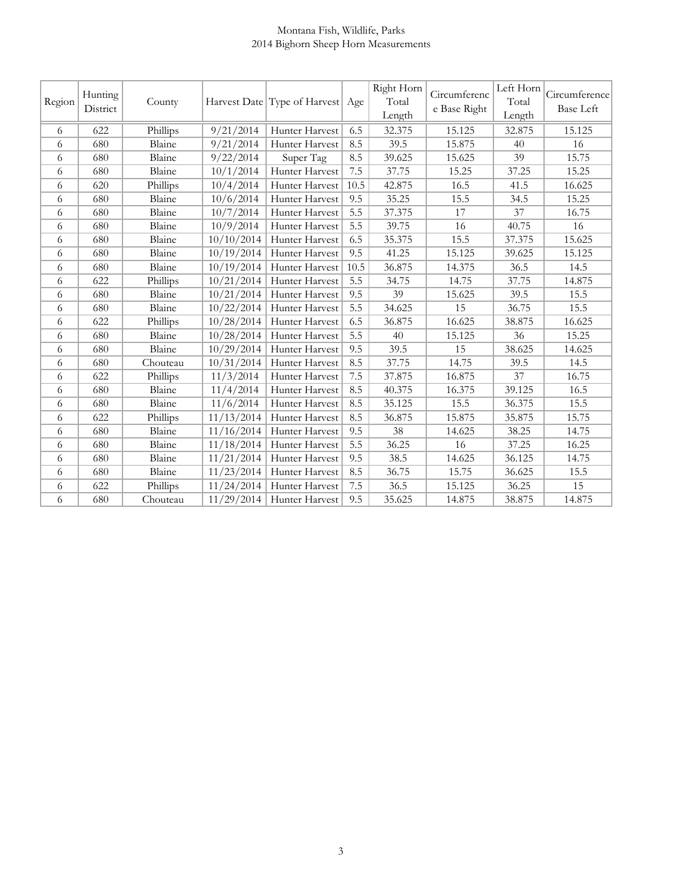Montana Fish, Wildlife, Parks
2014 Bighorn Sheep Horn Measurements

| Region | Hunting District | County | Harvest Date | Type of Harvest | Age | Right Horn Total Length | Circumference Base Right | Left Horn Total Length | Circumference Base Left |
|---|---|---|---|---|---|---|---|---|---|
| 6 | 622 | Phillips | 9/21/2014 | Hunter Harvest | 6.5 | 32.375 | 15.125 | 32.875 | 15.125 |
| 6 | 680 | Blaine | 9/21/2014 | Hunter Harvest | 8.5 | 39.5 | 15.875 | 40 | 16 |
| 6 | 680 | Blaine | 9/22/2014 | Super Tag | 8.5 | 39.625 | 15.625 | 39 | 15.75 |
| 6 | 680 | Blaine | 10/1/2014 | Hunter Harvest | 7.5 | 37.75 | 15.25 | 37.25 | 15.25 |
| 6 | 620 | Phillips | 10/4/2014 | Hunter Harvest | 10.5 | 42.875 | 16.5 | 41.5 | 16.625 |
| 6 | 680 | Blaine | 10/6/2014 | Hunter Harvest | 9.5 | 35.25 | 15.5 | 34.5 | 15.25 |
| 6 | 680 | Blaine | 10/7/2014 | Hunter Harvest | 5.5 | 37.375 | 17 | 37 | 16.75 |
| 6 | 680 | Blaine | 10/9/2014 | Hunter Harvest | 5.5 | 39.75 | 16 | 40.75 | 16 |
| 6 | 680 | Blaine | 10/10/2014 | Hunter Harvest | 6.5 | 35.375 | 15.5 | 37.375 | 15.625 |
| 6 | 680 | Blaine | 10/19/2014 | Hunter Harvest | 9.5 | 41.25 | 15.125 | 39.625 | 15.125 |
| 6 | 680 | Blaine | 10/19/2014 | Hunter Harvest | 10.5 | 36.875 | 14.375 | 36.5 | 14.5 |
| 6 | 622 | Phillips | 10/21/2014 | Hunter Harvest | 5.5 | 34.75 | 14.75 | 37.75 | 14.875 |
| 6 | 680 | Blaine | 10/21/2014 | Hunter Harvest | 9.5 | 39 | 15.625 | 39.5 | 15.5 |
| 6 | 680 | Blaine | 10/22/2014 | Hunter Harvest | 5.5 | 34.625 | 15 | 36.75 | 15.5 |
| 6 | 622 | Phillips | 10/28/2014 | Hunter Harvest | 6.5 | 36.875 | 16.625 | 38.875 | 16.625 |
| 6 | 680 | Blaine | 10/28/2014 | Hunter Harvest | 5.5 | 40 | 15.125 | 36 | 15.25 |
| 6 | 680 | Blaine | 10/29/2014 | Hunter Harvest | 9.5 | 39.5 | 15 | 38.625 | 14.625 |
| 6 | 680 | Chouteau | 10/31/2014 | Hunter Harvest | 8.5 | 37.75 | 14.75 | 39.5 | 14.5 |
| 6 | 622 | Phillips | 11/3/2014 | Hunter Harvest | 7.5 | 37.875 | 16.875 | 37 | 16.75 |
| 6 | 680 | Blaine | 11/4/2014 | Hunter Harvest | 8.5 | 40.375 | 16.375 | 39.125 | 16.5 |
| 6 | 680 | Blaine | 11/6/2014 | Hunter Harvest | 8.5 | 35.125 | 15.5 | 36.375 | 15.5 |
| 6 | 622 | Phillips | 11/13/2014 | Hunter Harvest | 8.5 | 36.875 | 15.875 | 35.875 | 15.75 |
| 6 | 680 | Blaine | 11/16/2014 | Hunter Harvest | 9.5 | 38 | 14.625 | 38.25 | 14.75 |
| 6 | 680 | Blaine | 11/18/2014 | Hunter Harvest | 5.5 | 36.25 | 16 | 37.25 | 16.25 |
| 6 | 680 | Blaine | 11/21/2014 | Hunter Harvest | 9.5 | 38.5 | 14.625 | 36.125 | 14.75 |
| 6 | 680 | Blaine | 11/23/2014 | Hunter Harvest | 8.5 | 36.75 | 15.75 | 36.625 | 15.5 |
| 6 | 622 | Phillips | 11/24/2014 | Hunter Harvest | 7.5 | 36.5 | 15.125 | 36.25 | 15 |
| 6 | 680 | Chouteau | 11/29/2014 | Hunter Harvest | 9.5 | 35.625 | 14.875 | 38.875 | 14.875 |